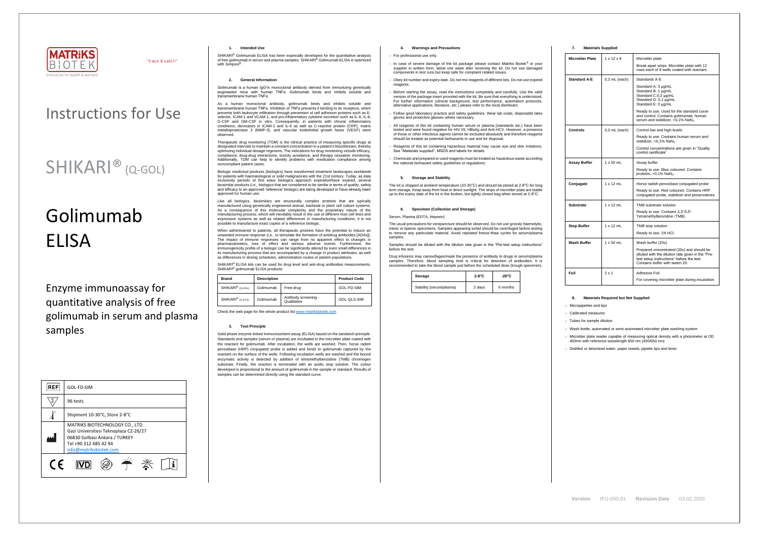MATRIKS BIOTEK

Innovation for health & wellness

"trace & catch"

# Instructions for Use

# SHIKARI® (Q-GOL)

# Golimumab ELISA

## Enzyme immunoassay for quantitative analysis of free golimumab in serum and plasma samples

| REF | GOL-FD-SIM |
|---|---|
| Σ | 96 tests |
| Temperature | Shipment 10-30°C, Store 2-8°C |
| Manufacturer | MATRIKS BIOTECHNOLOGY CO., LTD.<br>Gazi Universitesi Teknoplaza CZ-26/27<br>06830 Golbasi Ankara / TURKEY<br>Tel +90 312 485 42 94<br>info@matriksbiotek.com |

CE IVD

### 1. Intended Use

SHIKARI® Golimumab ELISA has been especially developed for the quantitative analysis of free golimumab in serum and plasma samples. SHIKARI® Golimumab ELISA is optimized with Simponi®.

### 2. General Information

Golimumab is a human IgG1κ monoclonal antibody derived from immunizing genetically engineered mice with human TNFα. Golimumab binds and inhibits soluble and transmembrane human TNFα.

As a human monoclonal antibody, golimumab binds and inhibits soluble and transmembrane human TNFα. Inhibition of TNFα prevents it binding to its receptors, which prevents both leukocyte infiltration through prevention of cell adhesion proteins such as E-selectin, ICAM-1 and VCAM-1, and pro-inflammatory cytokine secretion such as IL-6, IL-8, G-CSF and GM-CSF in vitro. Consequently, in patients with chronic inflammatory conditions, decreases in ICAM-1 and IL-6 as well as C-reactive protein (CRP), matrix metalloproteinase 3 (MMP-3), and vascular endothelial growth factor (VEGF) were observed.

Therapeutic drug monitoring (TDM) is the clinical practice of measuring specific drugs at designated intervals to maintain a constant concentration in a patient's bloodstream, thereby optimizing individual dosage regimens. The indications for drug monitoring include efficacy, compliance, drug-drug interactions, toxicity avoidance, and therapy cessation monitoring. Additionally, TDM can help to identify problems with medication compliance among noncompliant patient cases.

Biologic medicinal products (biologics) have transformed treatment landscapes worldwide for patients with haematological or solid malignancies with the 21st century. Today, as data exclusivity periods of first wave biologics approach expiration/have expired, several biosimilar products (i.e., biologics that are considered to be similar in terms of quality, safety and efficacy to an approved 'reference' biologic) are being developed or have already been approved for human use.

Like all biologics, biosimilars are structurally complex proteins that are typically manufactured using genetically engineered animal, bacterial or plant cell culture systems. As a consequence of this molecular complexity and the proprietary nature of the manufacturing process, which will inevitably result in the use of different host cell lines and expression systems as well as related differences in manufacturing conditions, it is not possible to manufacture exact copies of a reference biologic.

When administered to patients, all therapeutic proteins have the potential to induce an unwanted immune response (i.e., to stimulate the formation of antidrug antibodies [ADAs]). The impact of immune responses can range from no apparent effect to changes in pharmacokinetics, loss of effect and serious adverse events. Furthermore, the immunogenicity profile of a biologic can be significantly altered by even small differences in its manufacturing process that are accompanied by a change in product attributes, as well as differences in dosing schedules, administration routes or patient populations.

SHIKARI® ELISA kits can be used for drug level and anti-drug antibodies measurements. SHIKARI® golimumab ELISA products:

| Brand | Description | | Product Code |
|---|---|---|---|
| SHIKARI® (Q-GOL) | Golimumab | Free drug | GOL-FD-SIM |
| SHIKARI® (S-ATG) | Golimumab | Antibody screening - Qualitative | GOL-QLS-SIM |

Check the web page for the whole product list www.matriksbiotek.com

### 3. Test Principle

Solid phase enzyme-linked immunosorbent assay (ELISA) based on the sandwich principle. Standards and samples (serum or plasma) are incubated in the microtiter plate coated with the reactant for golimumab. After incubation, the wells are washed. Then, horse radish peroxidase (HRP) conjugated probe is added and binds to golimumab captured by the reactant on the surface of the wells. Following incubation wells are washed and the bound enzymatic activity is detected by addition of tetramethylbenzidine (TMB) chromogen substrate. Finally, the reaction is terminated with an acidic stop solution. The colour developed is proportional to the amount of golimumab in the sample or standard. Results of samples can be determined directly using the standard curve.

### 4. Warnings and Precautions

- For professional use only.
- In case of severe damage of the kit package please contact Matriks Biotek® or your supplier in written form, latest one week after receiving the kit. Do not use damaged components in test runs but keep safe for complaint related issues.
- Obey lot number and expiry date. Do not mix reagents of different lots. Do not use expired reagents.
- Before starting the assay, read the instructions completely and carefully. Use the valid version of the package insert provided with the kit. Be sure that everything is understood. For further information (clinical background, test performance, automation protocols, alternative applications, literature, etc.) please refer to the local distributor.
- Follow good laboratory practice and safety guidelines. Wear lab coats, disposable latex gloves and protective glasses where necessary.
- All reagents of this kit containing human serum or plasma (standards etc.) have been tested and were found negative for HIV I/II, HBsAg and Anti-HCV. However, a presence of these or other infectious agents cannot be excluded absolutely and therefore reagents should be treated as potential biohazards in use and for disposal.
- Reagents of this kit containing hazardous material may cause eye and skin irritations. See "Materials supplied", MSDS and labels for details.
- Chemicals and prepared or used reagents must be treated as hazardous waste according the national biohazard safety guidelines or regulations.

### 5. Storage and Stability

The kit is shipped at ambient temperature (10-30°C) and should be stored at 2-8°C for long term storage. Keep away from heat or direct sunlight. The strips of microtiter plate are stable up to the expiry date of the kit in the broken, but tightly closed bag when stored at 2-8°C.

### 6. Specimen (Collection and Storage)

Serum, Plasma (EDTA, Heparin)

The usual precautions for venipuncture should be observed. Do not use grossly haemolytic, icteric or lipemic specimens. Samples appearing turbid should be centrifuged before testing to remove any particulate material. Avoid repeated freeze-thaw cycles for serum/plasma samples.

Samples should be diluted with the dilution rate given in the "Pre-test setup instructions" before the test.

Drug infusions may camouflages/mask the presence of antibody to drugs in serum/plasma samples. Therefore, blood sampling time is critical for detection of antibodies. It is recommended to take the blood sample just before the scheduled dose (trough specimen).

| Storage | 2-8°C | -20°C |
|---|---|---|
| Stability (serum/plasma) | 2 days | 6 months |

### 7. Materials Supplied

| | | |
|---|---|---|
| **Microtiter Plate** | 1 x 12 x 8 | Microtiter plate<br>Break apart strips. Microtiter plate with 12 rows each of 8 wells coated with reactant. |
| **Standard A-E** | 0,3 mL (each) | Standards A-E<br>Standard A: 3 µg/mL<br>Standard B: 1 µg/mL<br>Standard C: 0,3 µg/mL<br>Standard D: 0,1 µg/mL<br>Standard E: 0 µg/mL<br>Ready to use. Used for the standard curve and control. Contains golimumab, human serum and stabilizer, <0,1% $NaN_3$. |
| **Controls** | 0,3 mL (each) | Control low and high levels<br>Ready to use. Contains human serum and stabilizer, <0,1% $NaN_3$.<br>Control concentrations are given in "Quality control certificate" |
| **Assay Buffer** | 1 x 50 mL | Assay buffer<br>Ready to use. Blue coloured. Contains proteins, <0,1% $NaN_3$. |
| **Conjugate** | 1 x 12 mL | Horse radish peroxidase conjugated probe<br>Ready to use. Red coloured. Contains HRP conjugated probe, stabilizer and preservatives. |
| **Substrate** | 1 x 12 mL | TMB substrate solution<br>Ready to use. Contains 3,3',5,5'-Tetramethylbenzidine (TMB). |
| **Stop Buffer** | 1 x 12 mL | TMB stop solution<br>Ready to use. 1N HCl. |
| **Wash Buffer** | 1 x 50 mL | Wash buffer (20x)<br>Prepared concentrated (20x) and should be diluted with the dilution rate given in the "Pre-test setup instructions" before the test. Contains buffer with tween 20. |
| **Foil** | 2 x 1 | Adhesive Foil<br>For covering microtiter plate during incubation |

### 8. Materials Required but Not Supplied

- Micropipettes and tips
- Calibrated measures
- Tubes for sample dilution
- Wash bottle, automated or semi-automated microtiter plate washing system
- Microtiter plate reader capable of measuring optical density with a photometer at OD 450nm with reference wavelength 650 nm (450/650 nm)
- Distilled or deionised water, paper towels, pipette tips and timer

**Version** IFU-050-01 **Revision Date** 03.02.2020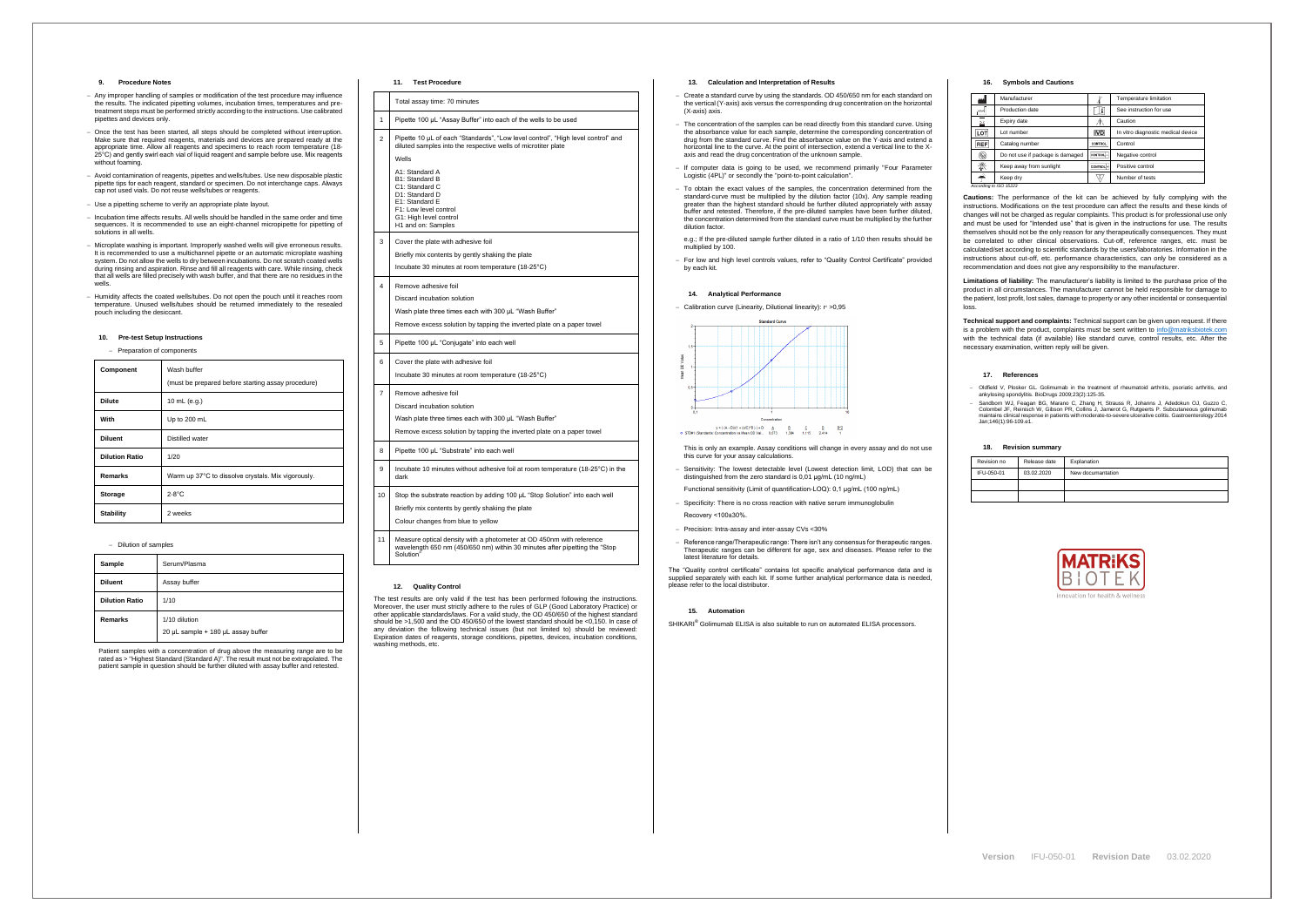### 9. Procedure Notes

- Any improper handling of samples or modification of the test procedure may influence the results. The indicated pipetting volumes, incubation times, temperatures and pre-treatment steps must be performed strictly according to the instructions. Use calibrated pipettes and devices only.
- Once the test has been started, all steps should be completed without interruption. Make sure that required reagents, materials and devices are prepared ready at the appropriate time. Allow all reagents and specimens to reach room temperature (18-25°C) and gently swirl each vial of liquid reagent and sample before use. Mix reagents without foaming.
- Avoid contamination of reagents, pipettes and wells/tubes. Use new disposable plastic pipette tips for each reagent, standard or specimen. Do not interchange caps. Always cap not used vials. Do not reuse wells/tubes or reagents.
- Use a pipetting scheme to verify an appropriate plate layout.
- Incubation time affects results. All wells should be handled in the same order and time sequences. It is recommended to use an eight-channel micropipette for pipetting of solutions in all wells.
- Microplate washing is important. Improperly washed wells will give erroneous results. It is recommended to use a multichannel pipette or an automatic microplate washing system. Do not allow the wells to dry between incubations. Do not scratch coated wells during rinsing and aspiration. Rinse and fill all reagents with care. While rinsing, check that all wells are filled precisely with wash buffer, and that there are no residues in the wells.
- Humidity affects the coated wells/tubes. Do not open the pouch until it reaches room temperature. Unused wells/tubes should be returned immediately to the resealed pouch including the desiccant.

### 10. Pre-test Setup Instructions

- Preparation of components

| Component | Wash buffer<br>(must be prepared before starting assay procedure) |
|---|---|
| **Dilute** | 10 mL (e.g.) |
| **With** | Up to 200 mL |
| **Diluent** | Distilled water |
| **Dilution Ratio** | 1/20 |
| **Remarks** | Warm up 37°C to dissolve crystals. Mix vigorously. |
| **Storage** | 2-8°C |
| **Stability** | 2 weeks |

- Dilution of samples

| Sample | Serum/Plasma |
|---|---|
| **Diluent** | Assay buffer |
| **Dilution Ratio** | 1/10 |
| **Remarks** | 1/10 dilution<br>20 µL sample + 180 µL assay buffer |

Patient samples with a concentration of drug above the measuring range are to be rated as > "Highest Standard (Standard A)". The result must not be extrapolated. The patient sample in question should be further diluted with assay buffer and retested.

### 11. Test Procedure

| | Total assay time: 70 minutes |
|---|---|
| 1 | Pipette 100 µL "Assay Buffer" into each of the wells to be used |
| 2 | Pipette 10 µL of each "Standards", "Low level control", "High level control" and diluted samples into the respective wells of microtiter plate<br>Wells<br>A1: Standard A<br>B1: Standard B<br>C1: Standard C<br>D1: Standard D<br>E1: Standard E<br>F1: Low level control<br>G1: High level control<br>H1 and on: Samples |
| 3 | Cover the plate with adhesive foil<br>Briefly mix contents by gently shaking the plate<br>Incubate 30 minutes at room temperature (18-25°C) |
| 4 | Remove adhesive foil<br>Discard incubation solution<br>Wash plate three times each with 300 µL "Wash Buffer"<br>Remove excess solution by tapping the inverted plate on a paper towel |
| 5 | Pipette 100 µL "Conjugate" into each well |
| 6 | Cover the plate with adhesive foil<br>Incubate 30 minutes at room temperature (18-25°C) |
| 7 | Remove adhesive foil<br>Discard incubation solution<br>Wash plate three times each with 300 µL "Wash Buffer"<br>Remove excess solution by tapping the inverted plate on a paper towel |
| 8 | Pipette 100 µL "Substrate" into each well |
| 9 | Incubate 10 minutes without adhesive foil at room temperature (18-25°C) in the dark |
| 10 | Stop the substrate reaction by adding 100 µL "Stop Solution" into each well<br>Briefly mix contents by gently shaking the plate<br>Colour changes from blue to yellow |
| 11 | Measure optical density with a photometer at OD 450nm with reference wavelength 650 nm (450/650 nm) within 30 minutes after pipetting the "Stop Solution" |

### 12. Quality Control

The test results are only valid if the test has been performed following the instructions. Moreover, the user must strictly adhere to the rules of GLP (Good Laboratory Practice) or other applicable standards/laws. For a valid study, the OD 450/650 of the highest standard should be >1,500 and the OD 450/650 of the lowest standard should be <0,150. In case of any deviation the following technical issues (but not limited to) should be reviewed: Expiration dates of reagents, storage conditions, pipettes, devices, incubation conditions, washing methods, etc.

### 13. Calculation and Interpretation of Results

- Create a standard curve by using the standards. OD 450/650 nm for each standard on the vertical (Y-axis) axis versus the corresponding drug concentration on the horizontal (X-axis) axis.
- The concentration of the samples can be read directly from this standard curve. Using the absorbance value for each sample, determine the corresponding concentration of drug from the standard curve. Find the absorbance value on the Y-axis and extend a horizontal line to the curve. At the point of intersection, extend a vertical line to the X-axis and read the drug concentration of the unknown sample.
- If computer data is going to be used, we recommend primarily "Four Parameter Logistic (4PL)" or secondly the "point-to-point calculation".
- To obtain the exact values of the samples, the concentration determined from the standard-curve must be multiplied by the dilution factor (10x). Any sample reading greater than the highest standard should be further diluted appropriately with assay buffer and retested. Therefore, if the pre-diluted sample has been further diluted, the concentration determined from the standard curve must be multiplied by the further dilution factor.

  e.g.; If the pre-diluted sample further diluted in a ratio of 1/10 then results should be multiplied by 100.
- For low and high level controls values, refer to "Quality Control Certificate" provided by each kit.

### 14. Analytical Performance

- Calibration curve (Linearity, Dilutional linearity): $r^2$ >0,95

Standard Curve

Mean OD Value

Concentration

This is only an example. Assay conditions will change in every assay and do not use this curve for your assay calculations.

- Sensitivity: The lowest detectable level (Lowest detection limit, LOD) that can be distinguished from the zero standard is 0,01 µg/mL (10 ng/mL)

  Functional sensitivity (Limit of quantification-LOQ): 0,1 µg/mL (100 ng/mL)
- Specificity: There is no cross reaction with native serum immunoglobulin

  Recovery <100±30%.
- Precision: Intra-assay and inter-assay CVs <30%
- Reference range/Therapeutic range: There isn't any consensus for therapeutic ranges. Therapeutic ranges can be different for age, sex and diseases. Please refer to the latest literature for details.

The "Quality control certificate" contains lot specific analytical performance data and is supplied separately with each kit. If some further analytical performance data is needed, please refer to the local distributor.

### 15. Automation

SHIKARI® Golimumab ELISA is also suitable to run on automated ELISA processors.

### 16. Symbols and Cautions

| | | | |
|---|---|---|---|
| | Manufacturer | | Temperature limitation |
| | Production date | | See instruction for use |
| | Expiry date | | Caution |
| LOT | Lot number | IVD | In vitro diagnostic medical device |
| REF | Catalog number | CONTROL | Control |
| | Do not use if package is damaged | CONTROL - | Negative control |
| | Keep away from sunlight | CONTROL + | Positive control |
| | Keep dry | | Number of tests |

According to ISO 15223

**Cautions:** The performance of the kit can be achieved by fully complying with the instructions. Modifications on the test procedure can affect the results and these kinds of changes will not be charged as regular complaints. This product is for professional use only and must be used for "Intended use" that is given in the instructions for use. The results themselves should not be the only reason for any therapeutically consequences. They must be correlated to other clinical observations. Cut-off, reference ranges, etc. must be calculated/set according to scientific standards by the users/laboratories. Information in the instructions about cut-off, etc. performance characteristics, can only be considered as a recommendation and does not give any responsibility to the manufacturer.

**Limitations of liability:** The manufacturer's liability is limited to the purchase price of the product in all circumstances. The manufacturer cannot be held responsible for damage to the patient, lost profit, lost sales, damage to property or any other incidental or consequential loss.

**Technical support and complaints:** Technical support can be given upon request. If there is a problem with the product, complaints must be sent written to info@matriksbiotek.com with the technical data (if available) like standard curve, control results, etc. After the necessary examination, written reply will be given.

### 17. References

- Oldfield V, Plosker GL. Golimumab in the treatment of rheumatoid arthritis, psoriatic arthritis, and ankylosing spondylitis. BioDrugs 2009;23(2):125-35.
- Sandborn WJ, Feagan BG, Marano C, Zhang H, Strauss R, Johanns J, Adedokun OJ, Guzzo C, Colombel JF, Reinisch W, Gibson PR, Collins J, Järnerot G, Rutgeerts P. Subcutaneous golimumab maintains clinical response in patients with moderate-to-severe ulcerative colitis. Gastroenterology 2014 Jan;146(1):96-109.e1.

### 18. Revision summary

| Revision no | Release date | Explanation |
|---|---|---|
| IFU-050-01 | 03.02.2020 | New documantation |
| | | |
| | | |

MATRIKS BIOTEK

Innovation for health & wellness

**Version** IFU-050-01 **Revision Date** 03.02.2020